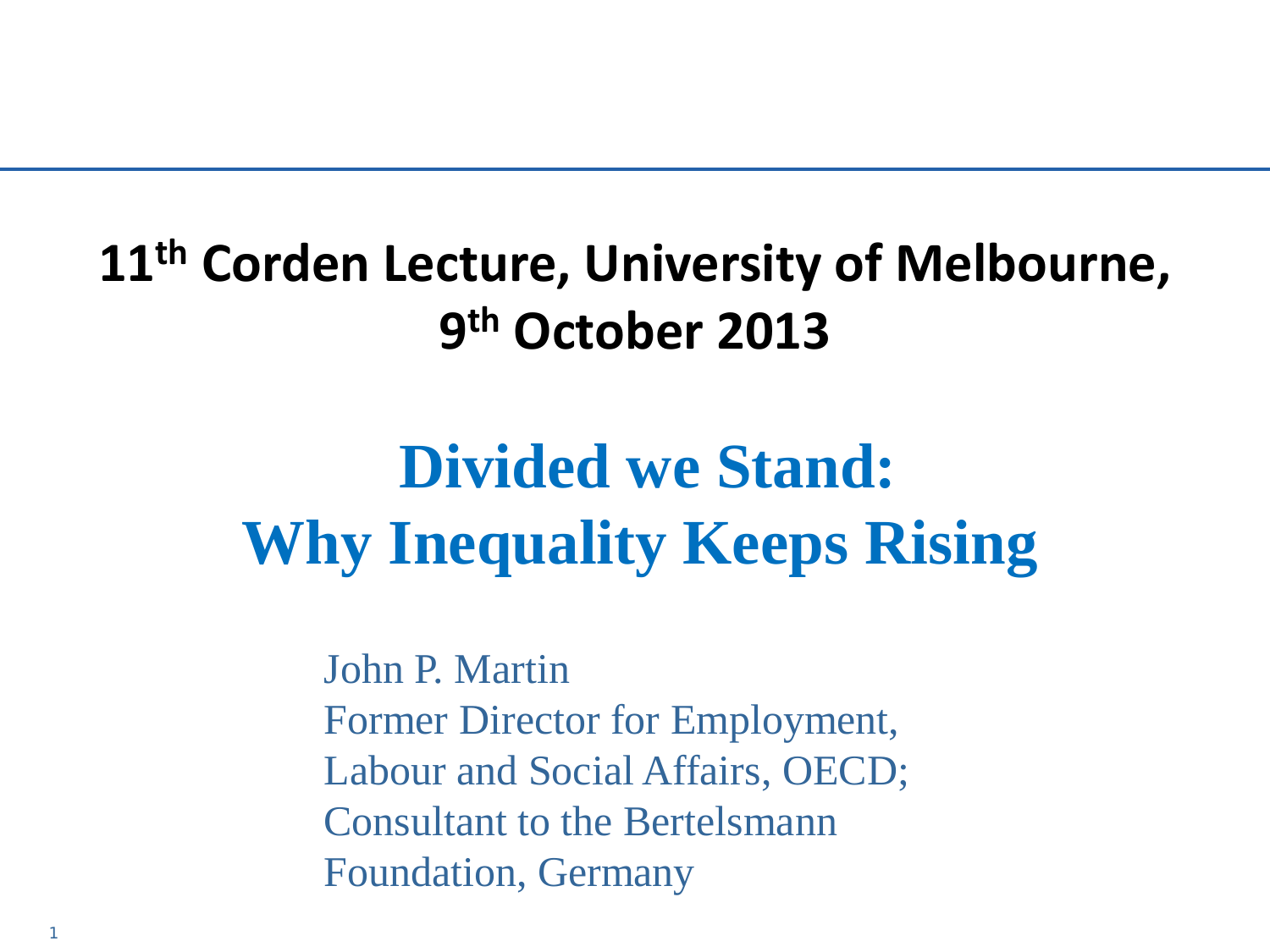**11th Corden Lecture, University of Melbourne, 9th October 2013**

# Divided we Stand: Why Inequality Keeps Rising

John P. Martin
Former Director for Employment, Labour and Social Affairs, OECD;
Consultant to the Bertelsmann Foundation, Germany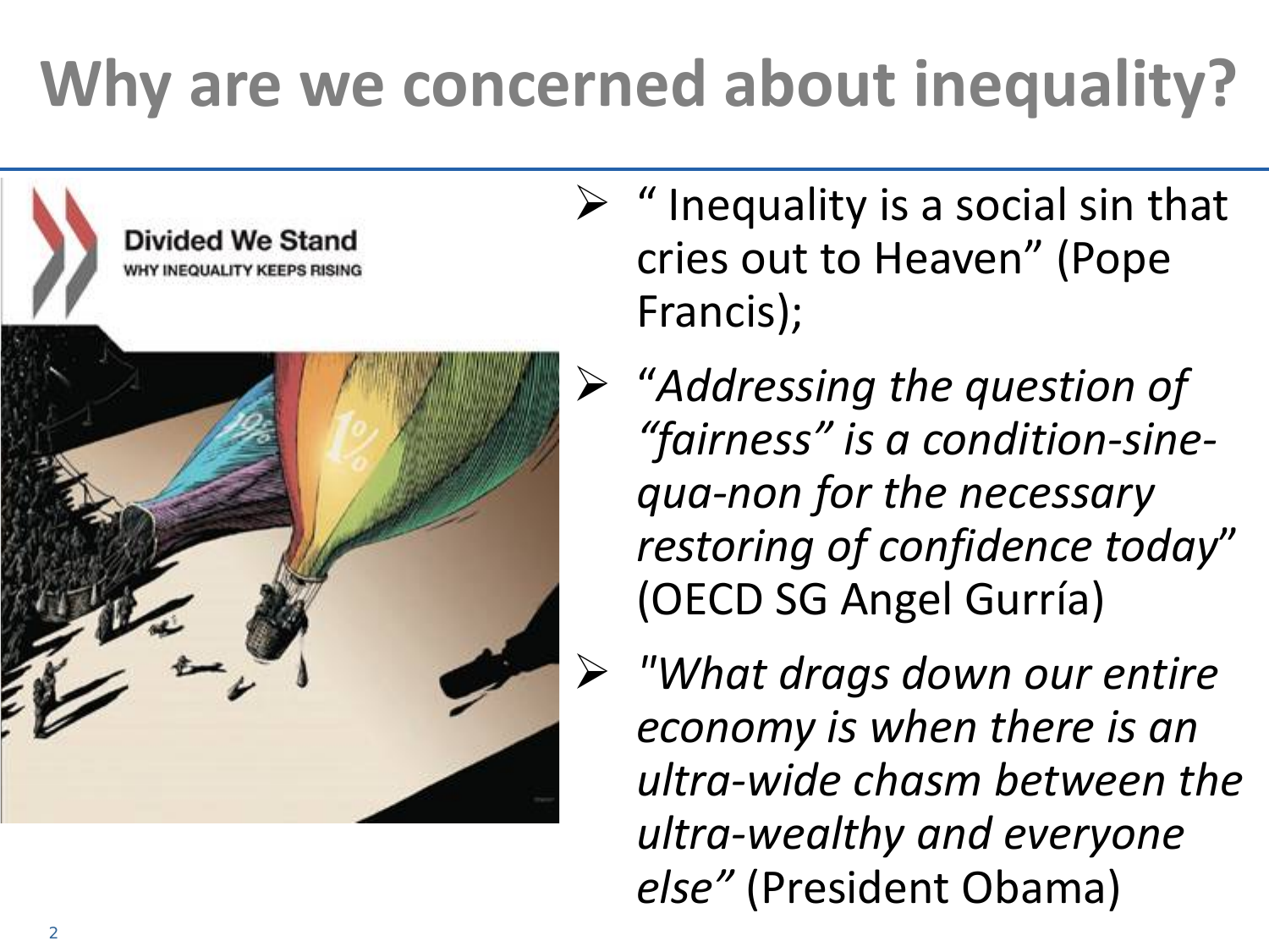# Why are we concerned about inequality?

- " Inequality is a social sin that cries out to Heaven" (Pope Francis);
- "*Addressing the question of "fairness" is a condition-sine-qua-non for the necessary restoring of confidence today*" (OECD SG Angel Gurría)
- *"What drags down our entire economy is when there is an ultra-wide chasm between the ultra-wealthy and everyone else"* (President Obama)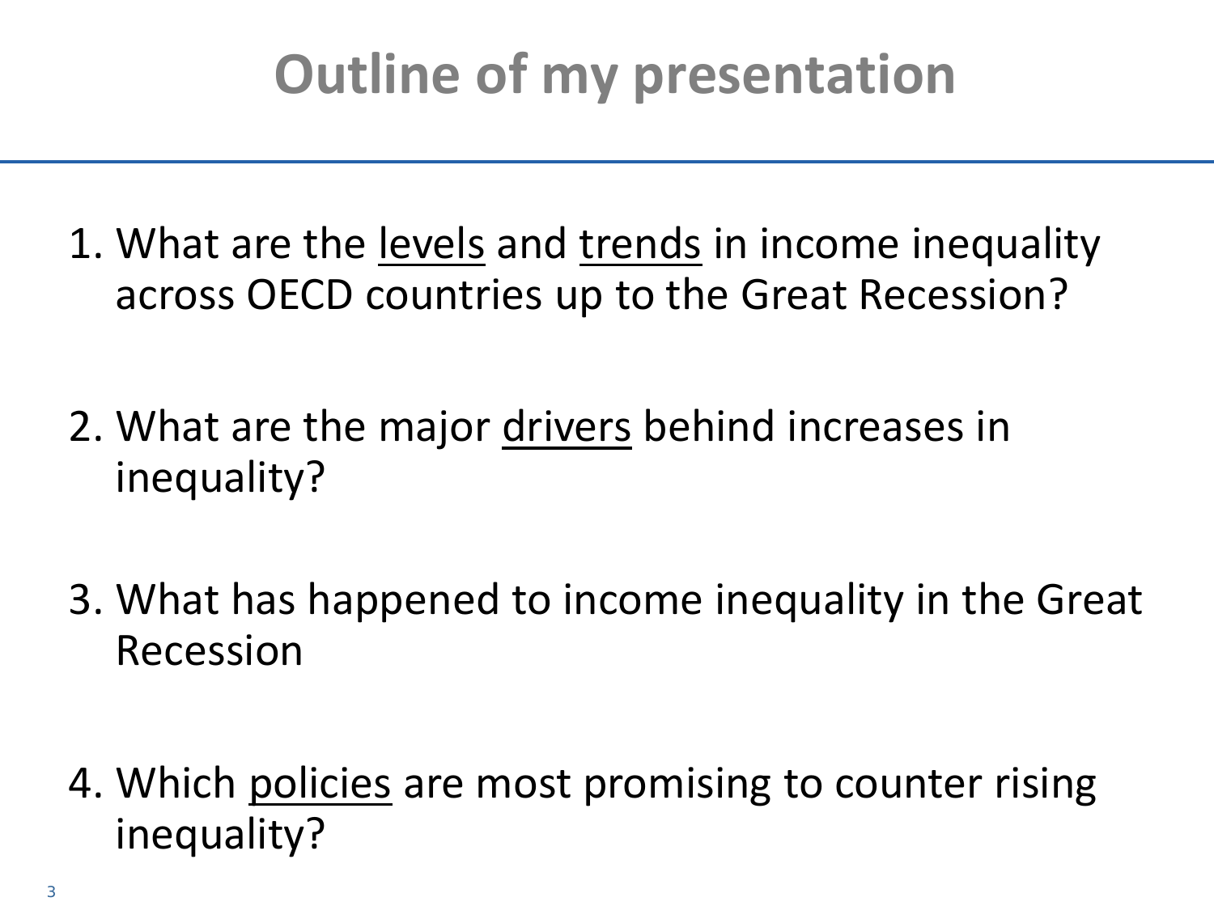# Outline of my presentation

1. What are the <u>levels</u> and <u>trends</u> in income inequality across OECD countries up to the Great Recession?

2. What are the major <u>drivers</u> behind increases in inequality?

3. What has happened to income inequality in the Great Recession

4. Which <u>policies</u> are most promising to counter rising inequality?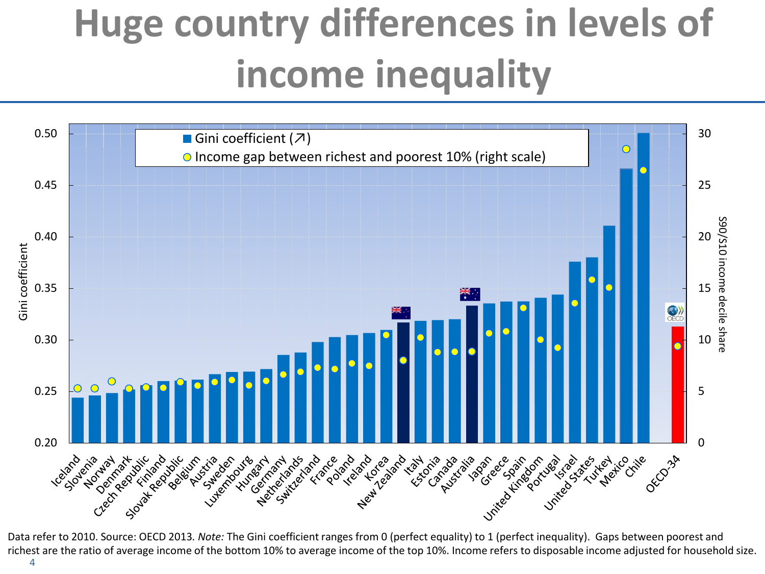# Huge country differences in levels of income inequality

Data refer to 2010. Source: OECD 2013. *Note:* The Gini coefficient ranges from 0 (perfect equality) to 1 (perfect inequality). Gaps between poorest and richest are the ratio of average income of the bottom 10% to average income of the top 10%. Income refers to disposable income adjusted for household size.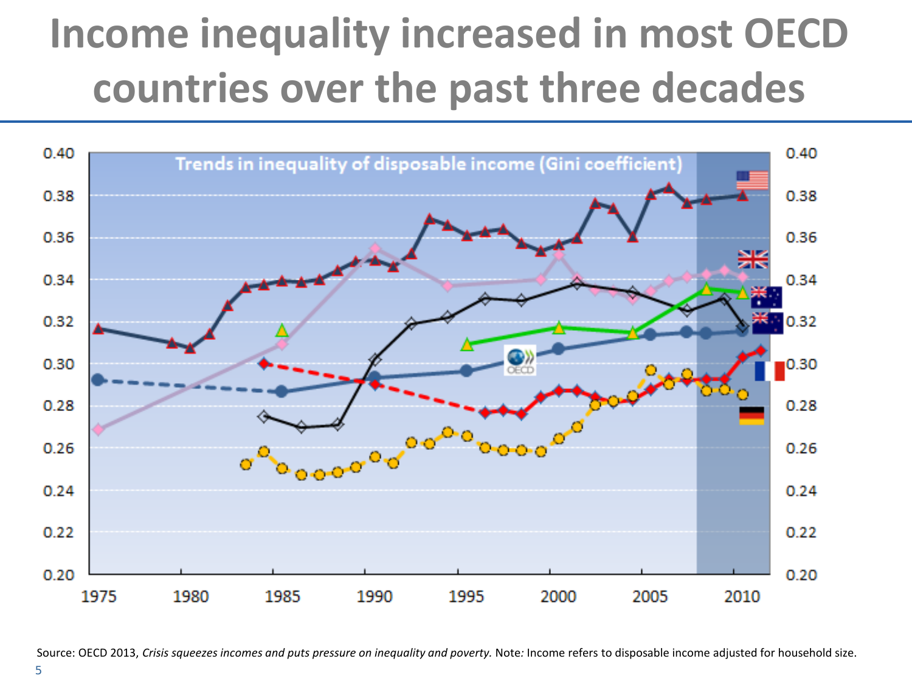# Income inequality increased in most OECD countries over the past three decades

Trends in inequality of disposable income (Gini coefficient)

Source: OECD 2013, *Crisis squeezes incomes and puts pressure on inequality and poverty.* Note*:* Income refers to disposable income adjusted for household size.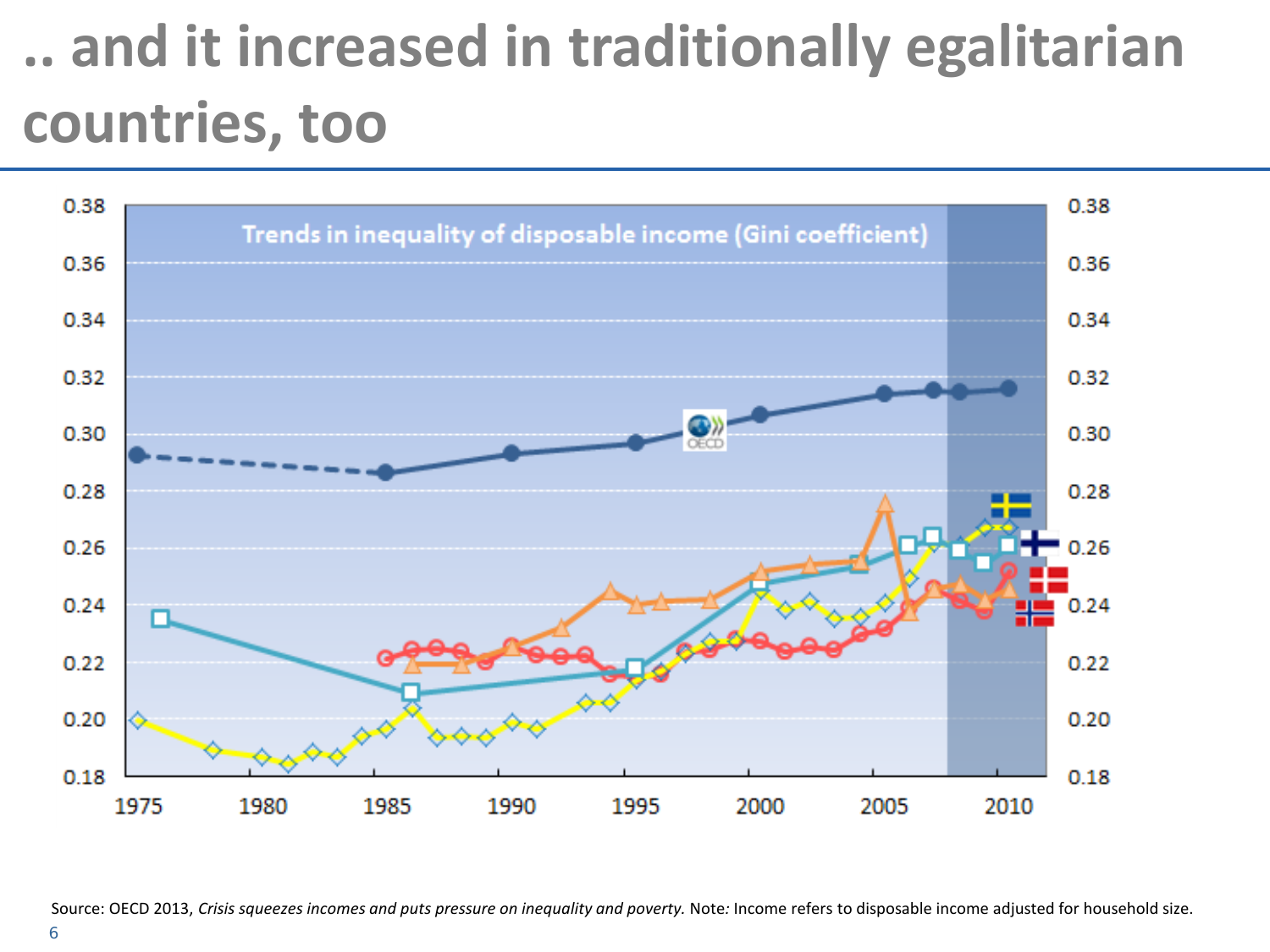# .. and it increased in traditionally egalitarian countries, too

Source: OECD 2013, *Crisis squeezes incomes and puts pressure on inequality and poverty.* Note*:* Income refers to disposable income adjusted for household size.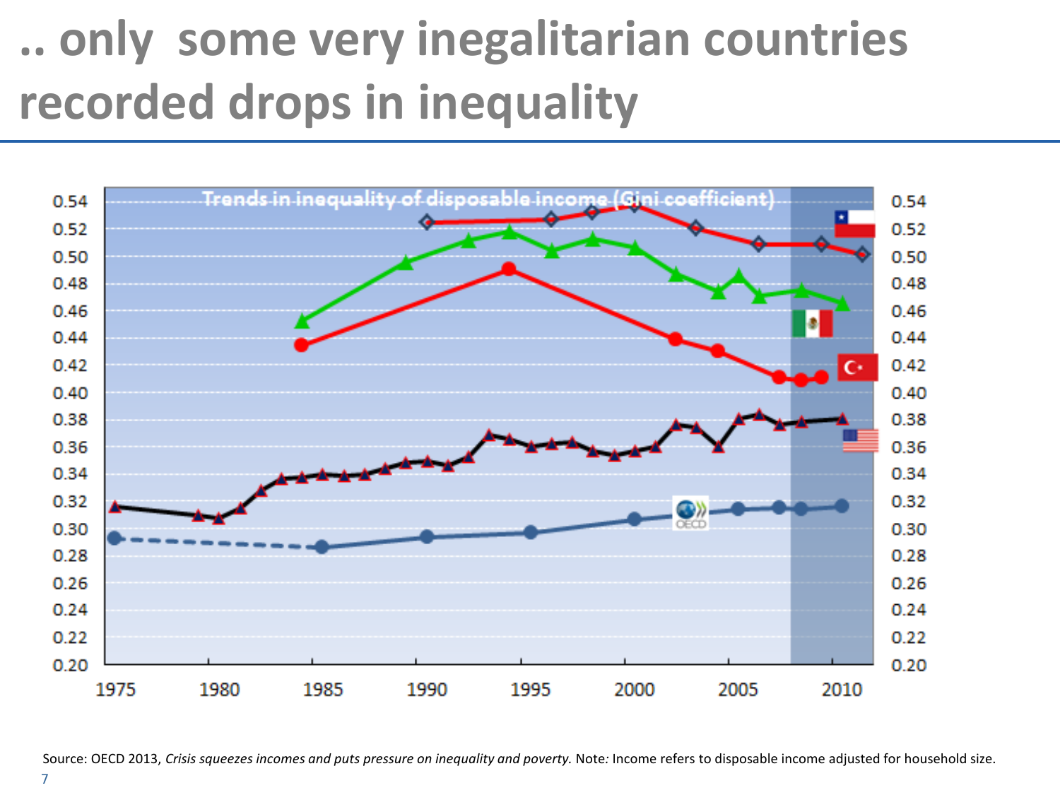# .. only some very inegalitarian countries recorded drops in inequality

Trends in inequality of disposable income (Gini coefficient)

Source: OECD 2013, *Crisis squeezes incomes and puts pressure on inequality and poverty.* Note*:* Income refers to disposable income adjusted for household size.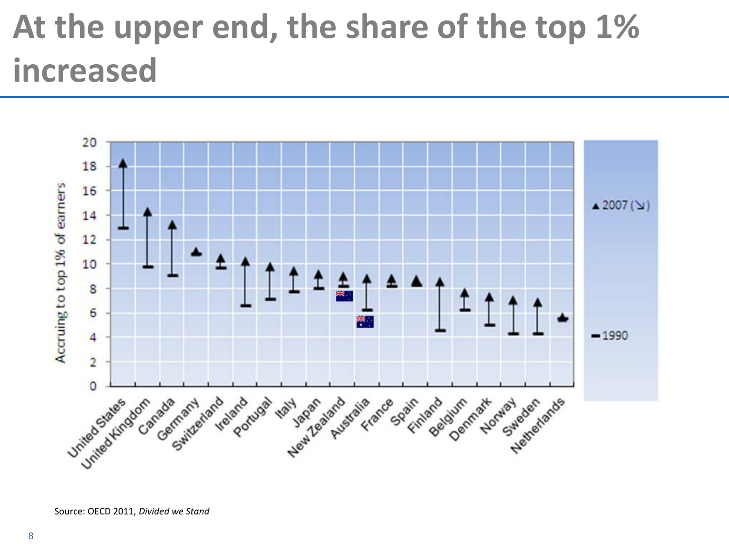# At the upper end, the share of the top 1% increased

Source: OECD 2011, *Divided we Stand*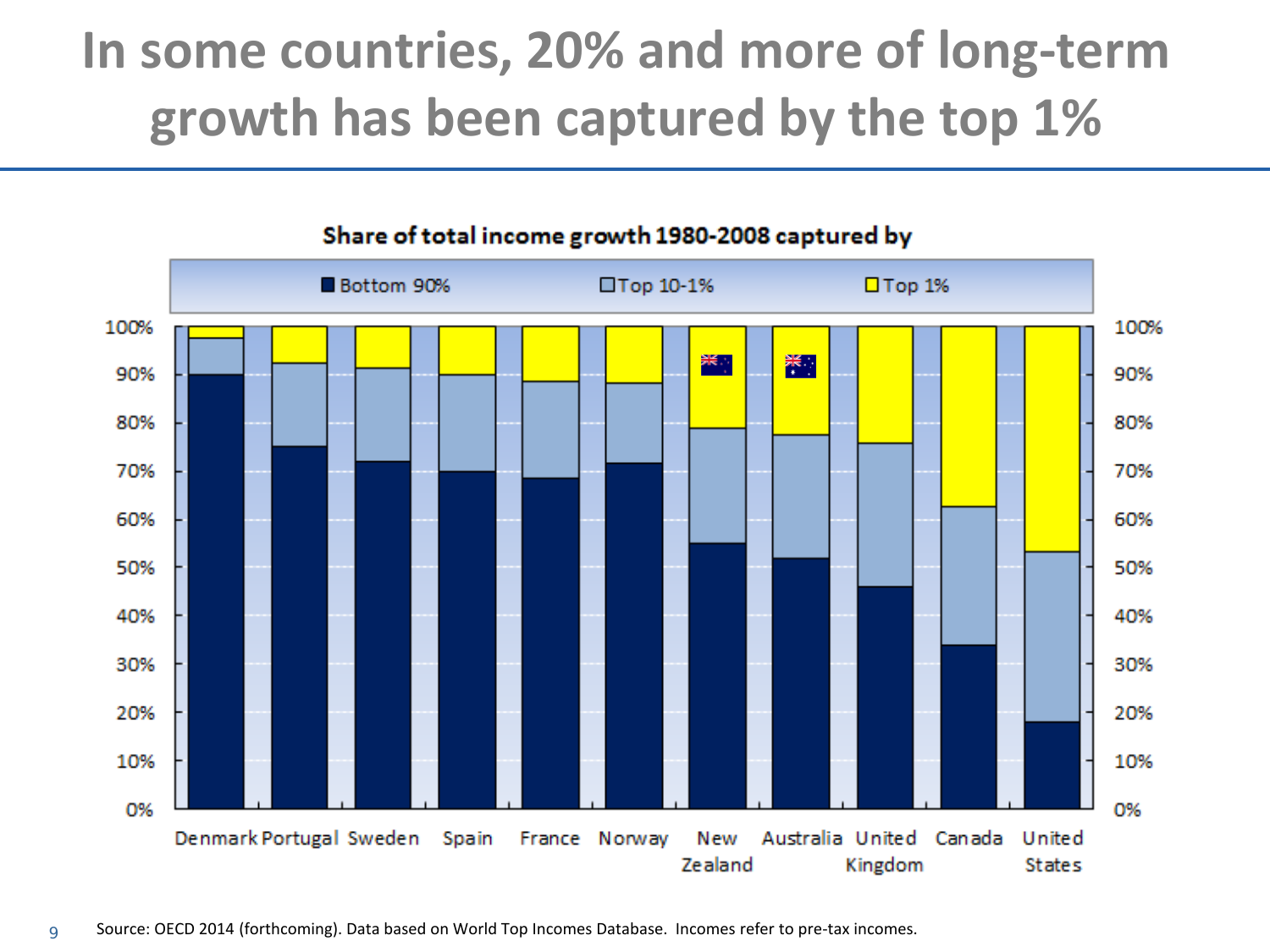# In some countries, 20% and more of long-term growth has been captured by the top 1%

**Share of total income growth 1980-2008 captured by**

Bottom 90% | Top 10-1% | Top 1%

Denmark, Portugal, Sweden, Spain, France, Norway, New Zealand, Australia, United Kingdom, Canada, United States

Source: OECD 2014 (forthcoming). Data based on World Top Incomes Database. Incomes refer to pre-tax incomes.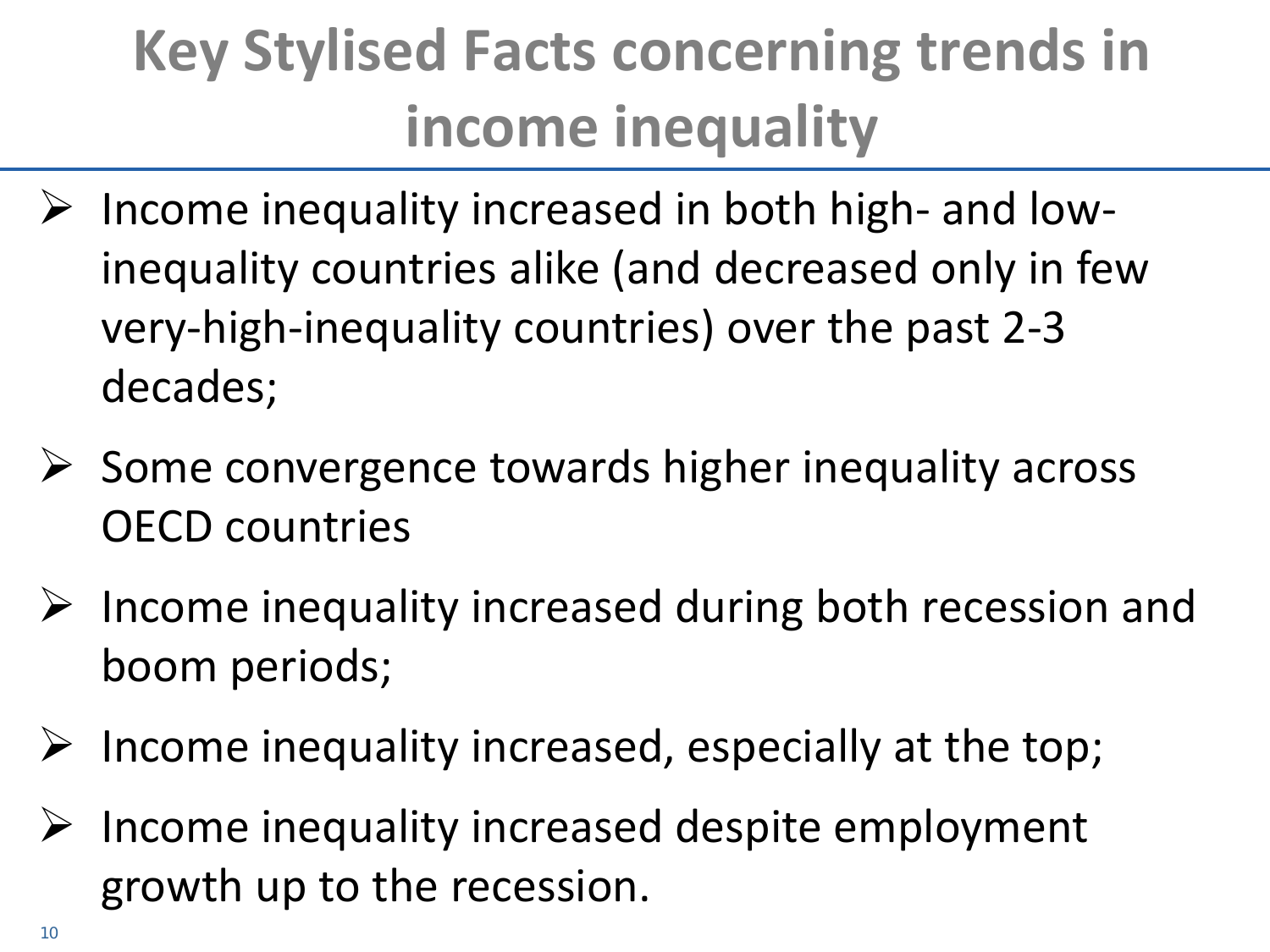# Key Stylised Facts concerning trends in income inequality

- Income inequality increased in both high- and low-inequality countries alike (and decreased only in few very-high-inequality countries) over the past 2-3 decades;
- Some convergence towards higher inequality across OECD countries
- Income inequality increased during both recession and boom periods;
- Income inequality increased, especially at the top;
- Income inequality increased despite employment growth up to the recession.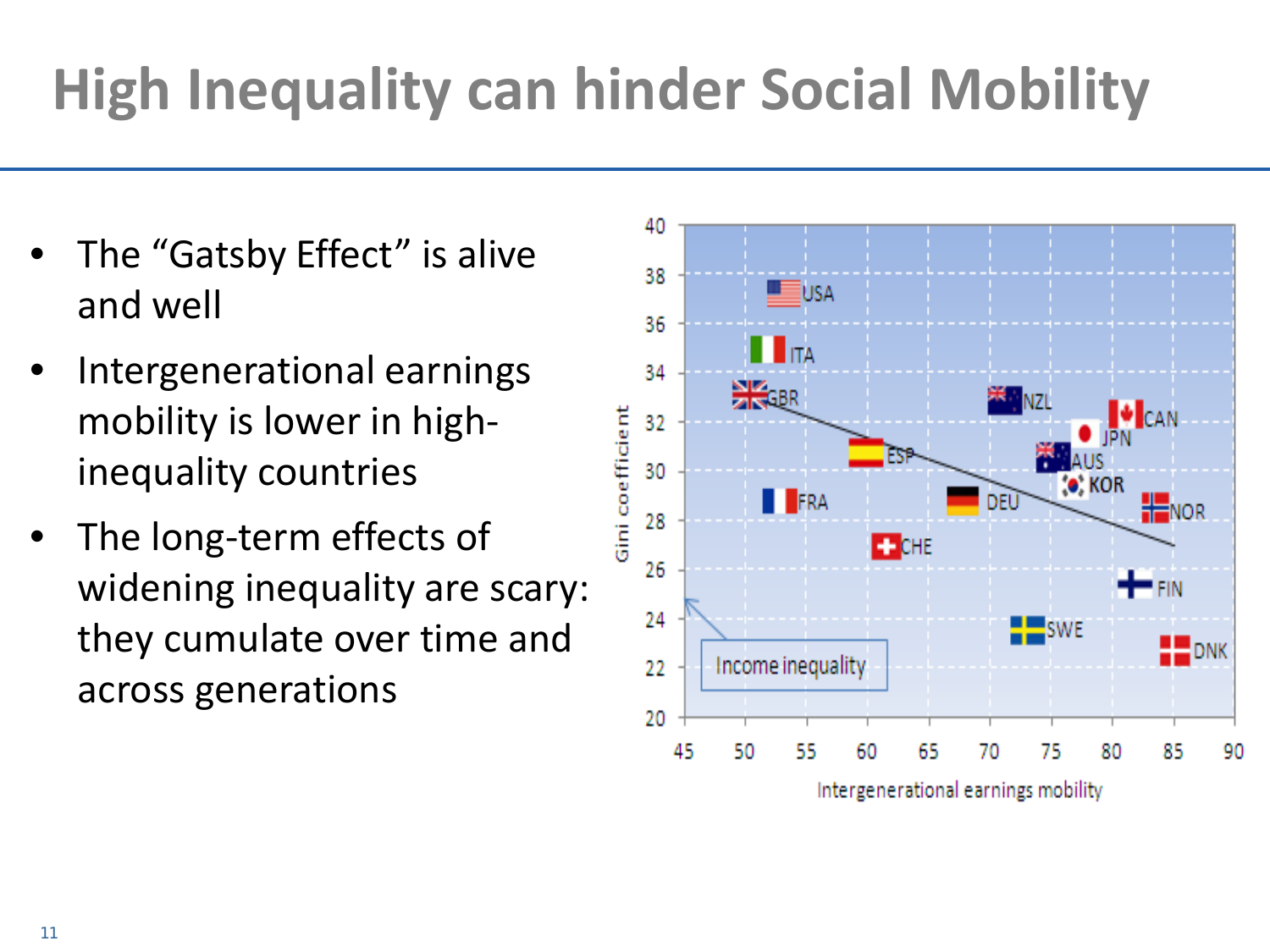# High Inequality can hinder Social Mobility

- The "Gatsby Effect" is alive and well
- Intergenerational earnings mobility is lower in high-inequality countries
- The long-term effects of widening inequality are scary: they cumulate over time and across generations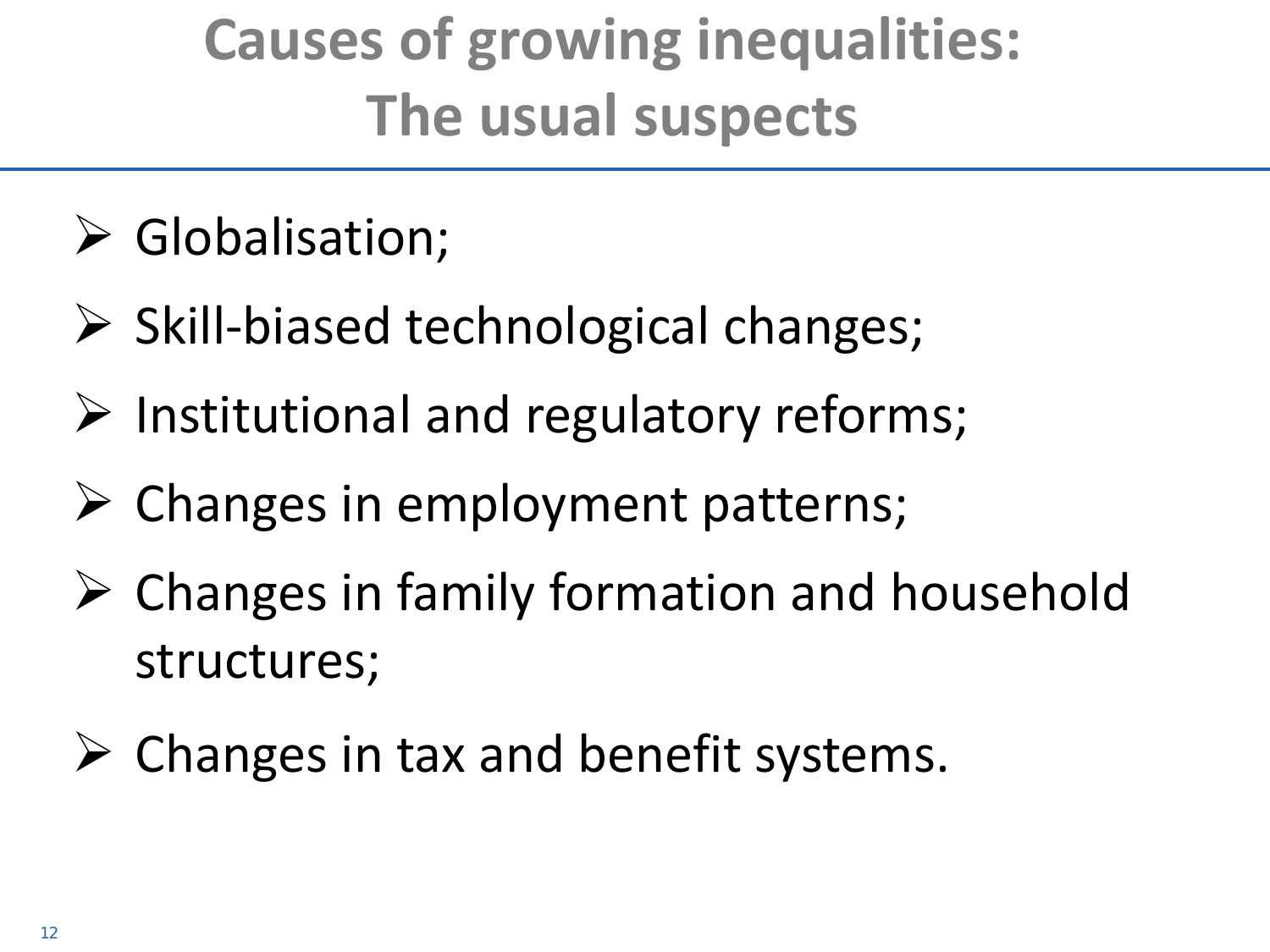# Causes of growing inequalities: The usual suspects

- Globalisation;
- Skill-biased technological changes;
- Institutional and regulatory reforms;
- Changes in employment patterns;
- Changes in family formation and household structures;
- Changes in tax and benefit systems.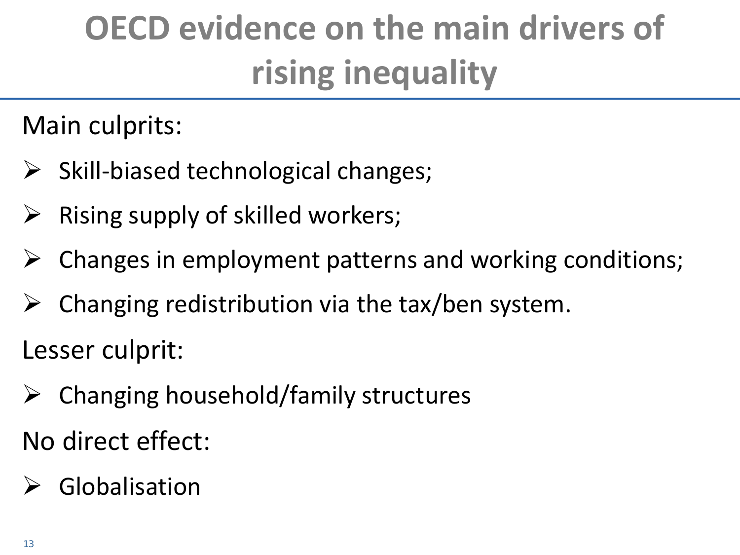# OECD evidence on the main drivers of rising inequality

Main culprits:

- Skill-biased technological changes;
- Rising supply of skilled workers;
- Changes in employment patterns and working conditions;
- Changing redistribution via the tax/ben system.

Lesser culprit:

- Changing household/family structures

No direct effect:

- Globalisation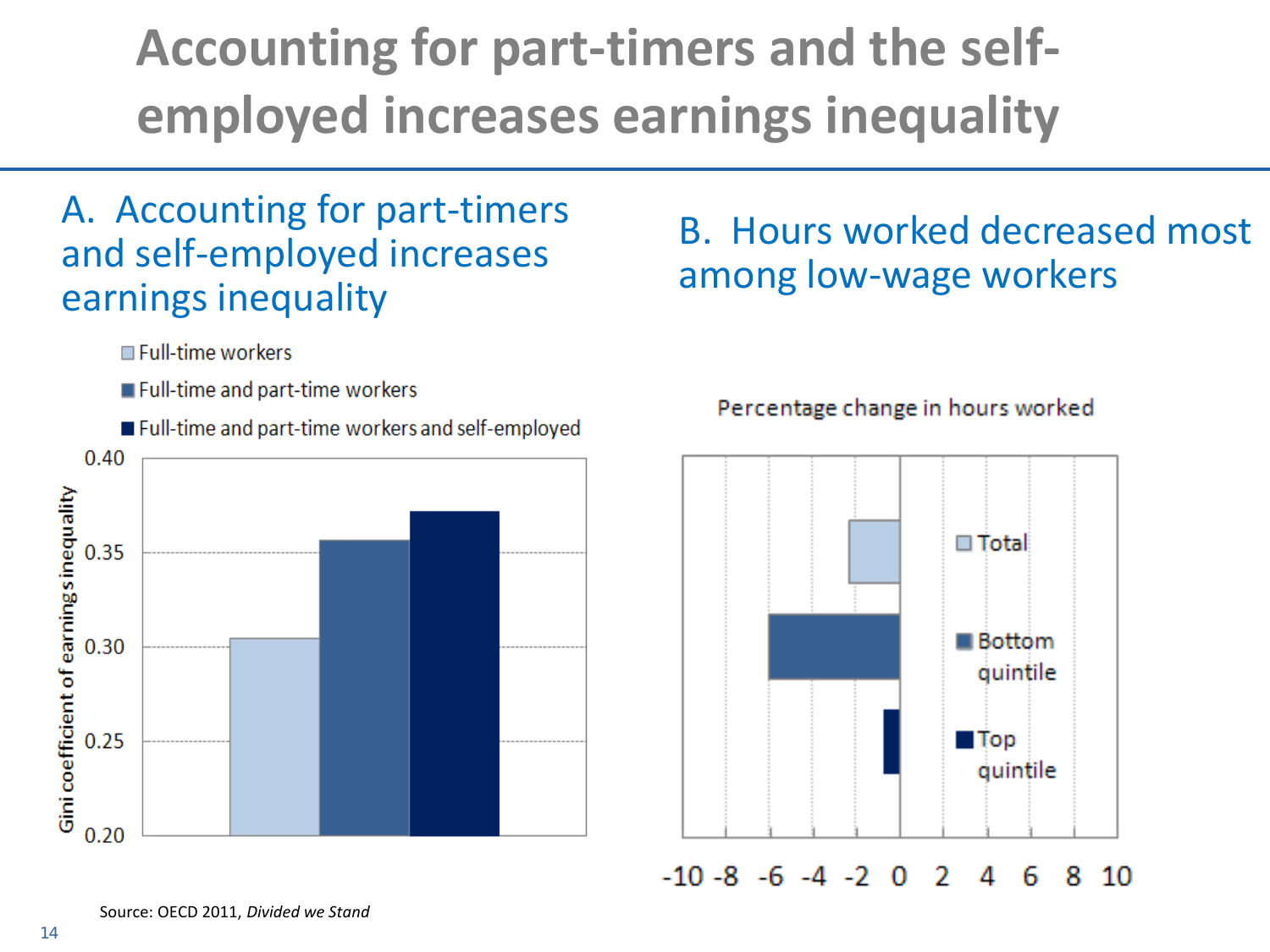# Accounting for part-timers and the self-employed increases earnings inequality

## A. Accounting for part-timers and self-employed increases earnings inequality

- Full-time workers
- Full-time and part-time workers
- Full-time and part-time workers and self-employed

Gini coefficient of earnings inequality

0.40

0.35

0.30

0.25

0.20

## B. Hours worked decreased most among low-wage workers

Percentage change in hours worked

- Total
- Bottom quintile
- Top quintile

-10 -8 -6 -4 -2 0 2 4 6 8 10

Source: OECD 2011, *Divided we Stand*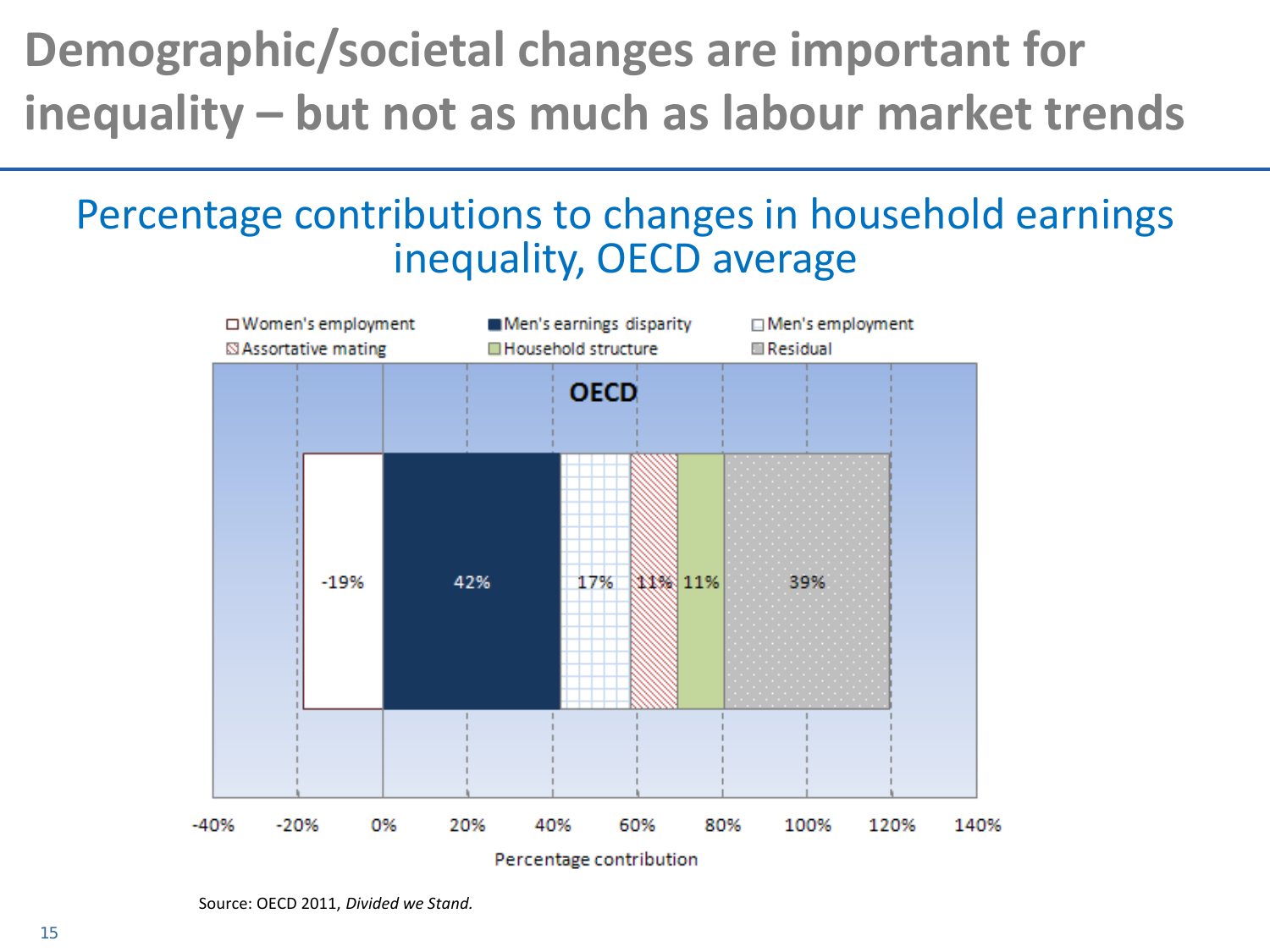# Demographic/societal changes are important for inequality – but not as much as labour market trends

## Percentage contributions to changes in household earnings inequality, OECD average

| Component | Percentage contribution |
|---|---|
| Women's employment | -19% |
| Men's earnings disparity | 42% |
| Men's employment | 17% |
| Assortative mating | 11% |
| Household structure | 11% |
| Residual | 39% |

Source: OECD 2011, *Divided we Stand.*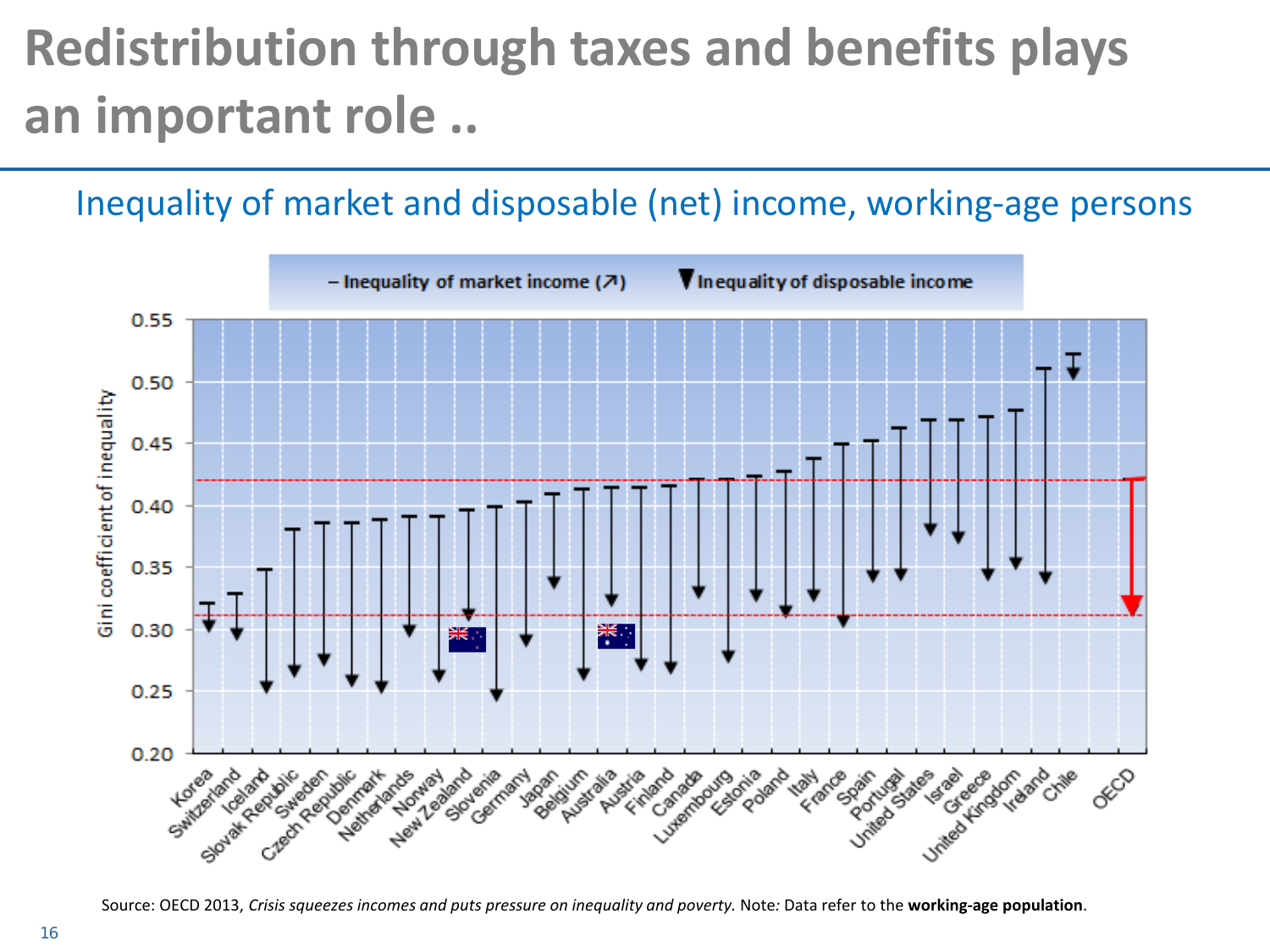# Redistribution through taxes and benefits plays an important role ..

## Inequality of market and disposable (net) income, working-age persons

Source: OECD 2013, *Crisis squeezes incomes and puts pressure on inequality and poverty.* Note*:* Data refer to the **working-age population**.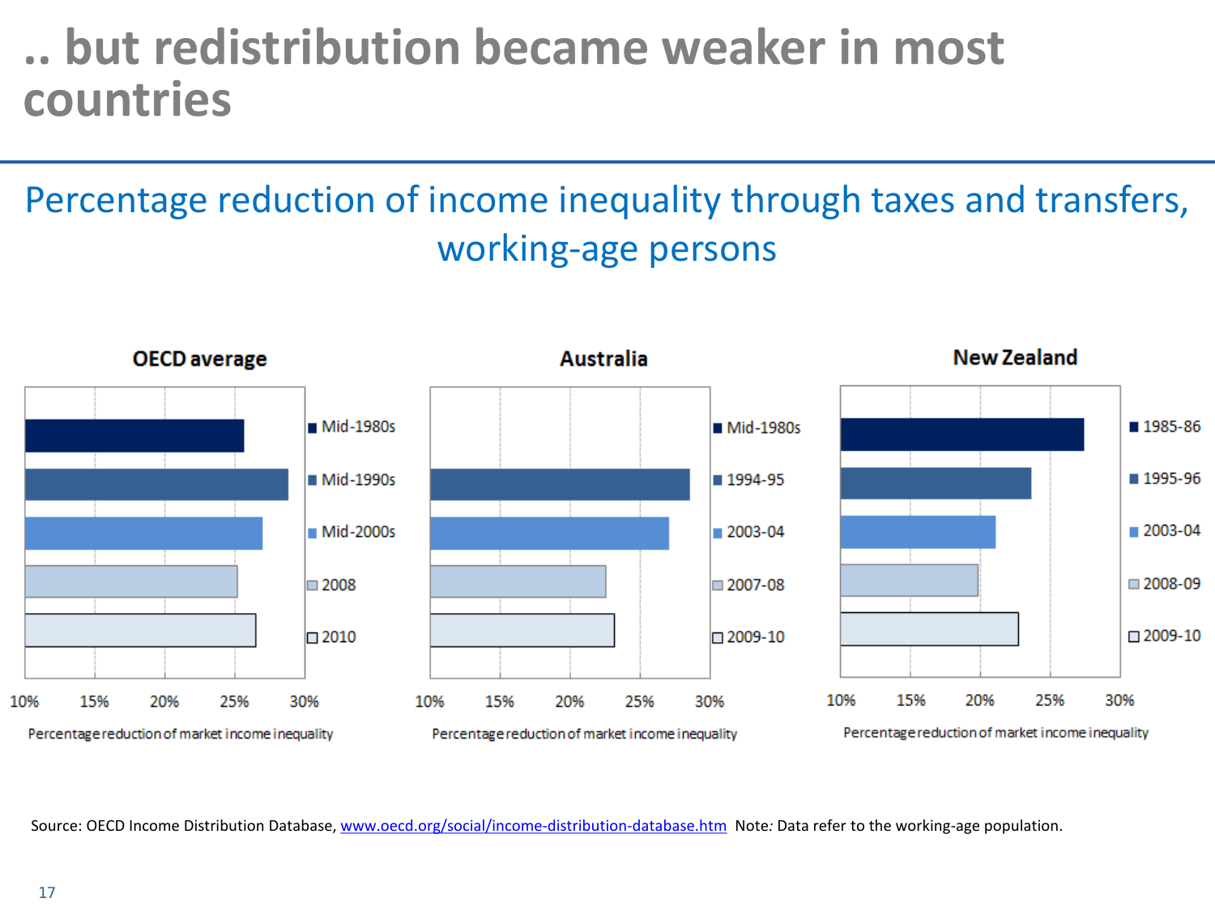# .. but redistribution became weaker in most countries

## Percentage reduction of income inequality through taxes and transfers, working-age persons

**OECD average**

- Mid-1980s
- Mid-1990s
- Mid-2000s
- 2008
- 2010

10% 15% 20% 25% 30%

Percentage reduction of market income inequality

**Australia**

- Mid-1980s
- 1994-95
- 2003-04
- 2007-08
- 2009-10

10% 15% 20% 25% 30%

Percentage reduction of market income inequality

**New Zealand**

- 1985-86
- 1995-96
- 2003-04
- 2008-09
- 2009-10

10% 15% 20% 25% 30%

Percentage reduction of market income inequality

Source: OECD Income Distribution Database, www.oecd.org/social/income-distribution-database.htm Note*:* Data refer to the working-age population.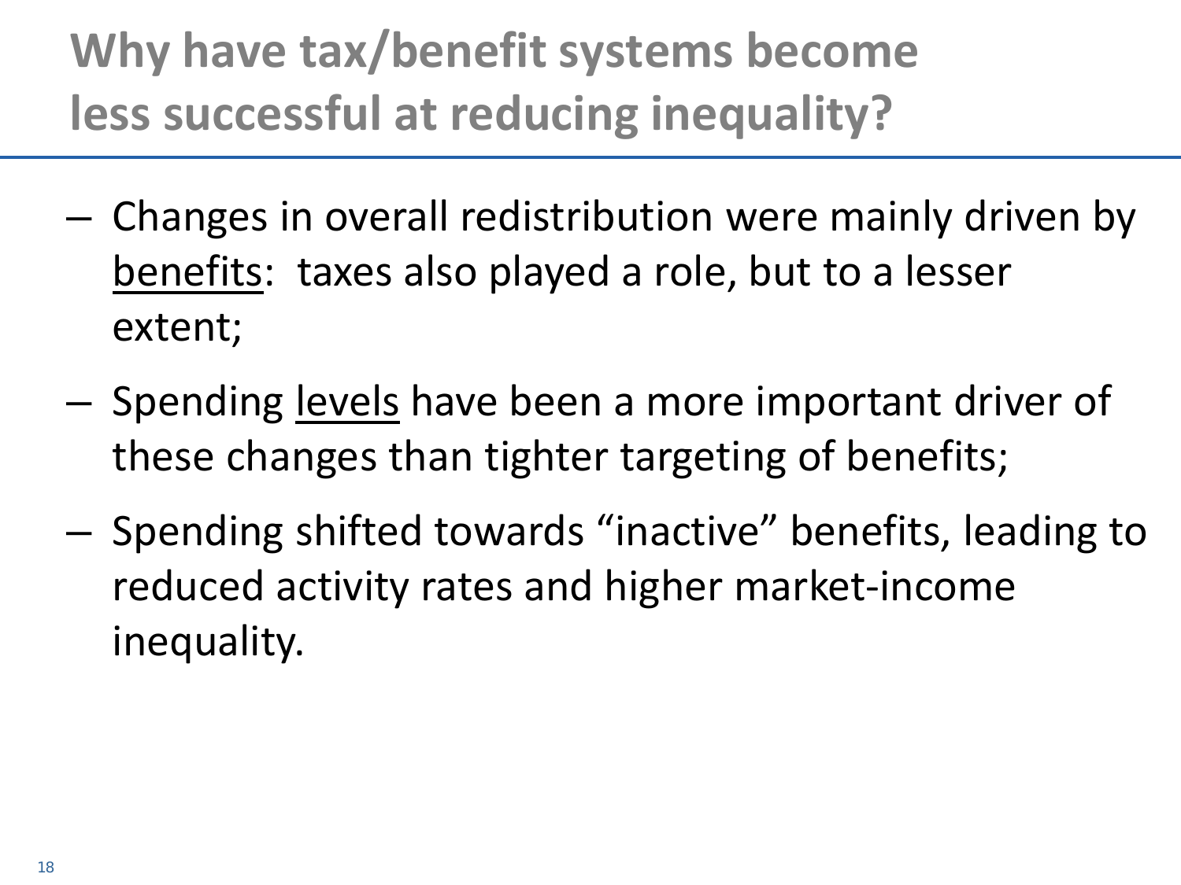# Why have tax/benefit systems become less successful at reducing inequality?

- Changes in overall redistribution were mainly driven by <u>benefits</u>: taxes also played a role, but to a lesser extent;
- Spending <u>levels</u> have been a more important driver of these changes than tighter targeting of benefits;
- Spending shifted towards "inactive" benefits, leading to reduced activity rates and higher market-income inequality.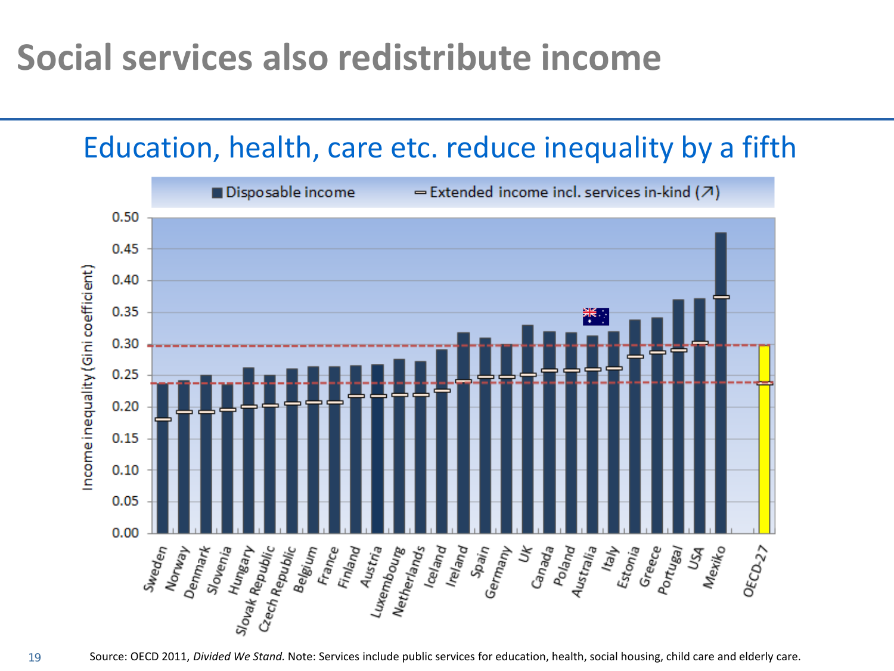# Social services also redistribute income

## Education, health, care etc. reduce inequality by a fifth

Disposable income — Extended income incl. services in-kind (↗)

Income inequality (Gini coefficient)

0.50, 0.45, 0.40, 0.35, 0.30, 0.25, 0.20, 0.15, 0.10, 0.05, 0.00

Sweden, Norway, Denmark, Slovenia, Hungary, Slovak Republic, Czech Republic, Belgium, France, Finland, Austria, Luxembourg, Netherlands, Iceland, Ireland, Spain, Germany, UK, Canada, Poland, Australia, Italy, Estonia, Greece, Portugal, USA, Mexiko, OECD-27

Source: OECD 2011, *Divided We Stand.* Note: Services include public services for education, health, social housing, child care and elderly care.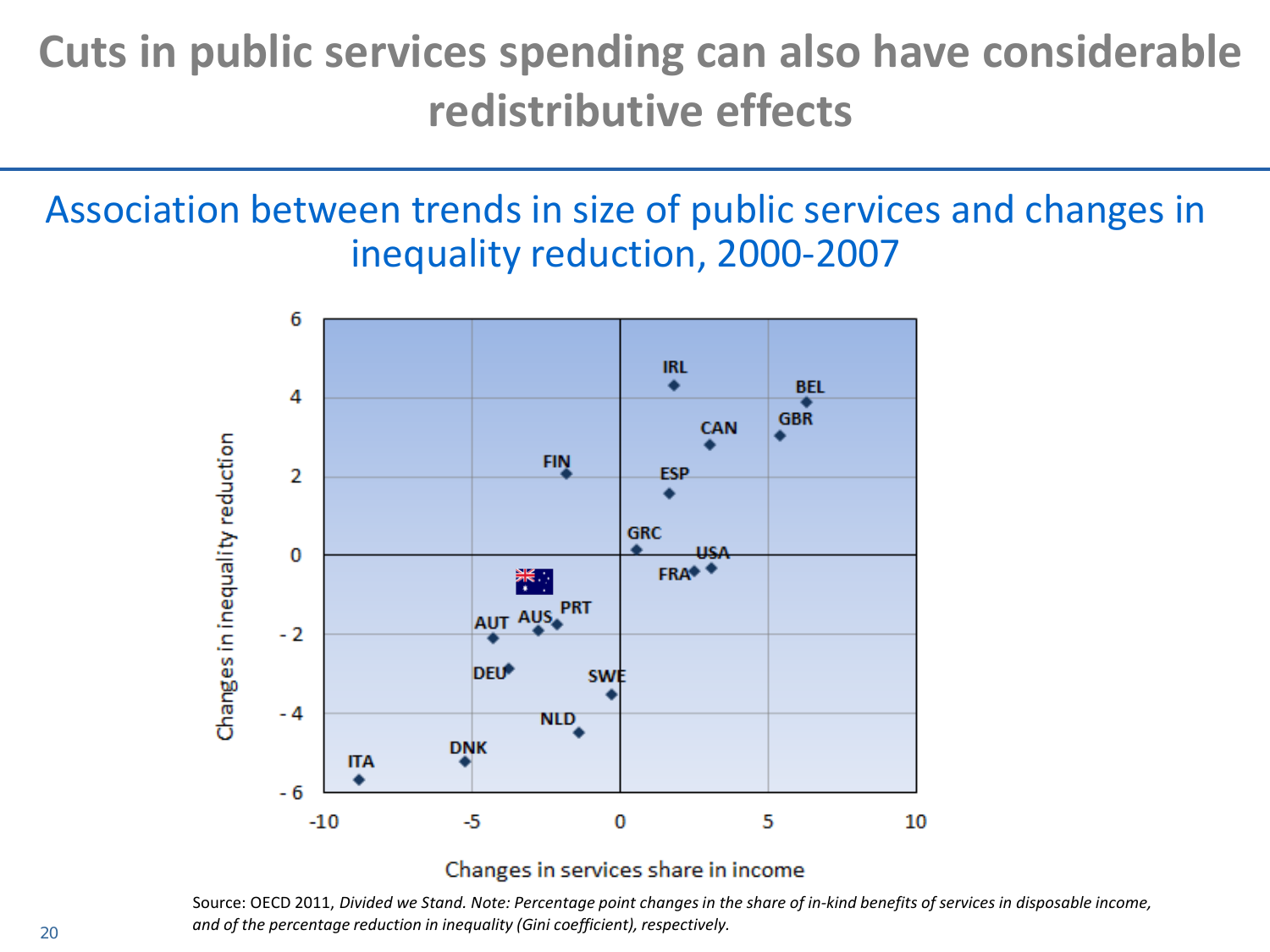# Cuts in public services spending can also have considerable redistributive effects

## Association between trends in size of public services and changes in inequality reduction, 2000-2007

Source: OECD 2011, *Divided we Stand. Note: Percentage point changes in the share of in-kind benefits of services in disposable income, and of the percentage reduction in inequality (Gini coefficient), respectively.*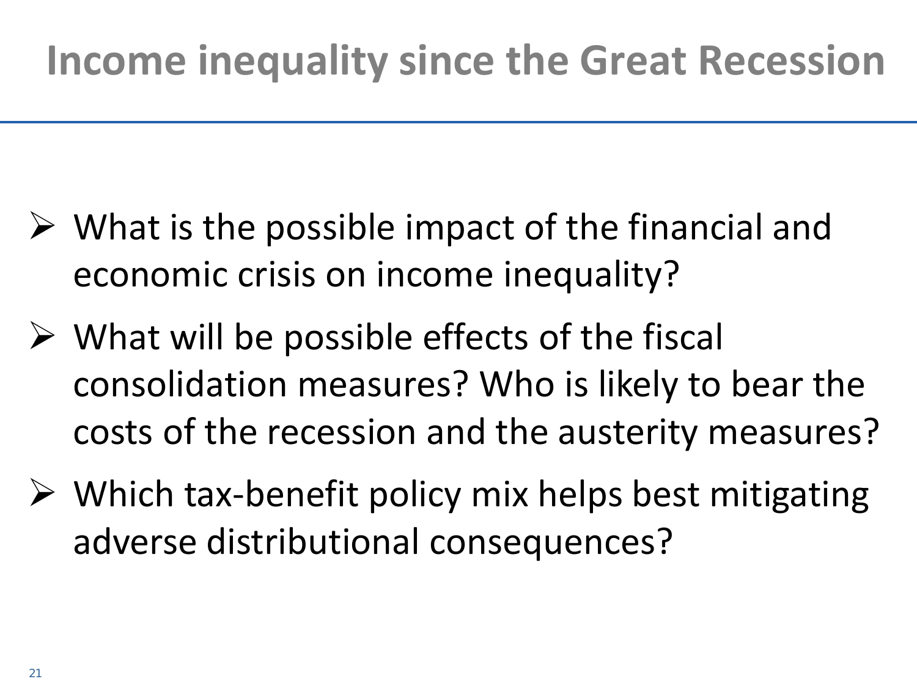# Income inequality since the Great Recession

- What is the possible impact of the financial and economic crisis on income inequality?
- What will be possible effects of the fiscal consolidation measures? Who is likely to bear the costs of the recession and the austerity measures?
- Which tax-benefit policy mix helps best mitigating adverse distributional consequences?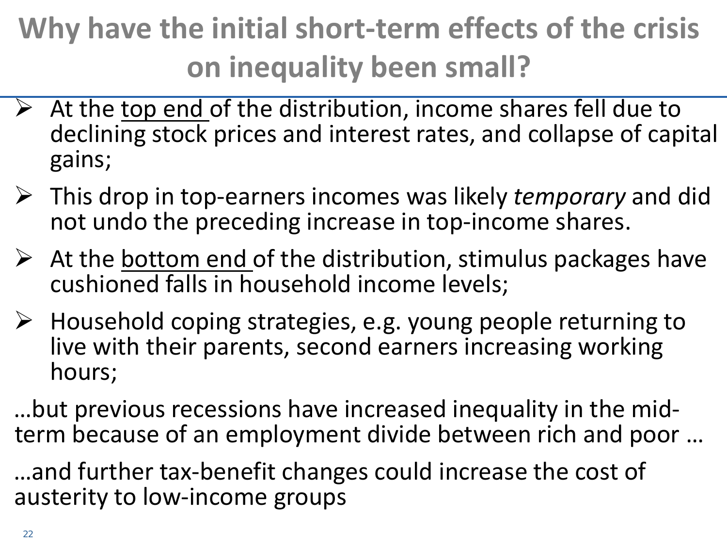# Why have the initial short-term effects of the crisis on inequality been small?

- At the <u>top end</u> of the distribution, income shares fell due to declining stock prices and interest rates, and collapse of capital gains;
- This drop in top-earners incomes was likely *temporary* and did not undo the preceding increase in top-income shares.
- At the <u>bottom end</u> of the distribution, stimulus packages have cushioned falls in household income levels;
- Household coping strategies, e.g. young people returning to live with their parents, second earners increasing working hours;

…but previous recessions have increased inequality in the mid-term because of an employment divide between rich and poor …

…and further tax-benefit changes could increase the cost of austerity to low-income groups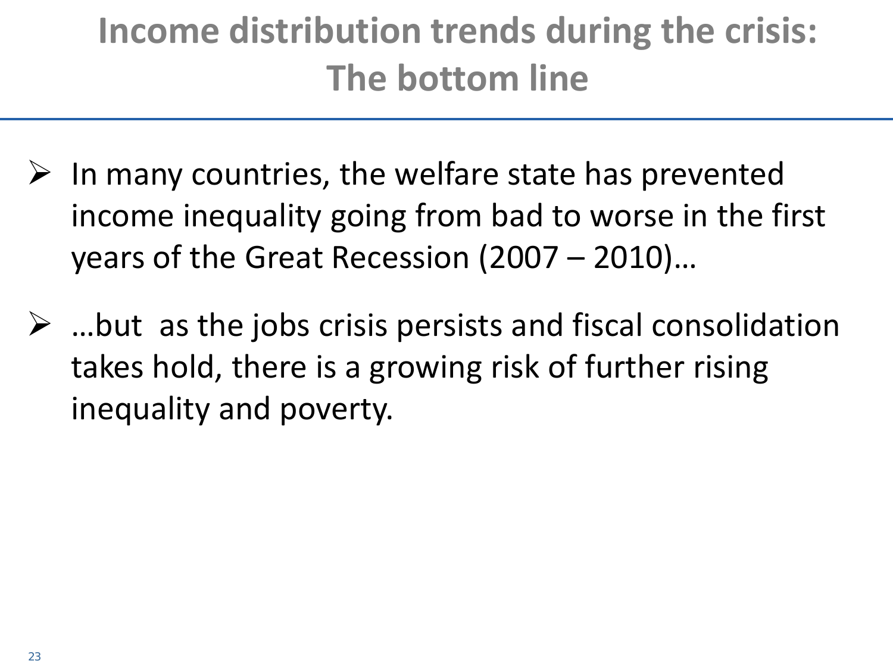# Income distribution trends during the crisis: The bottom line

- In many countries, the welfare state has prevented income inequality going from bad to worse in the first years of the Great Recession (2007 – 2010)…
- …but as the jobs crisis persists and fiscal consolidation takes hold, there is a growing risk of further rising inequality and poverty.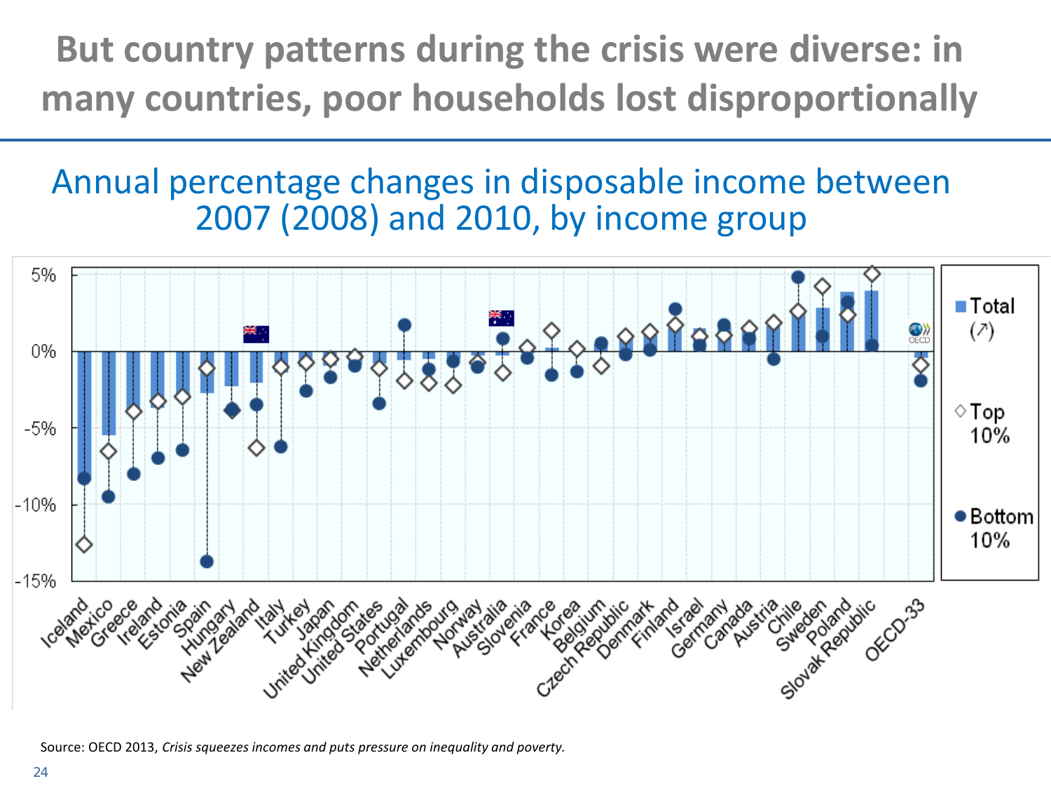# But country patterns during the crisis were diverse: in many countries, poor households lost disproportionally

## Annual percentage changes in disposable income between 2007 (2008) and 2010, by income group

Source: OECD 2013, *Crisis squeezes incomes and puts pressure on inequality and poverty.*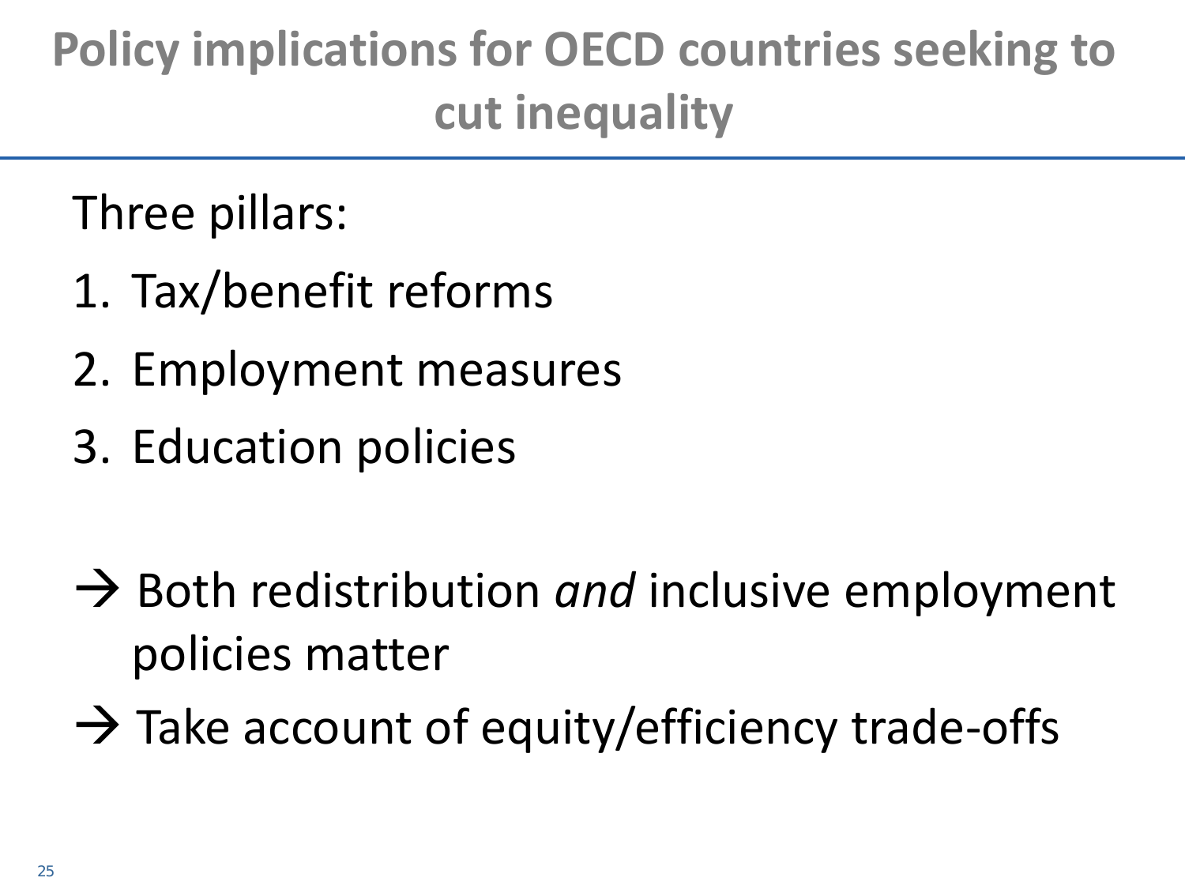# Policy implications for OECD countries seeking to cut inequality

Three pillars:

1. Tax/benefit reforms
2. Employment measures
3. Education policies

→ Both redistribution *and* inclusive employment policies matter

→ Take account of equity/efficiency trade-offs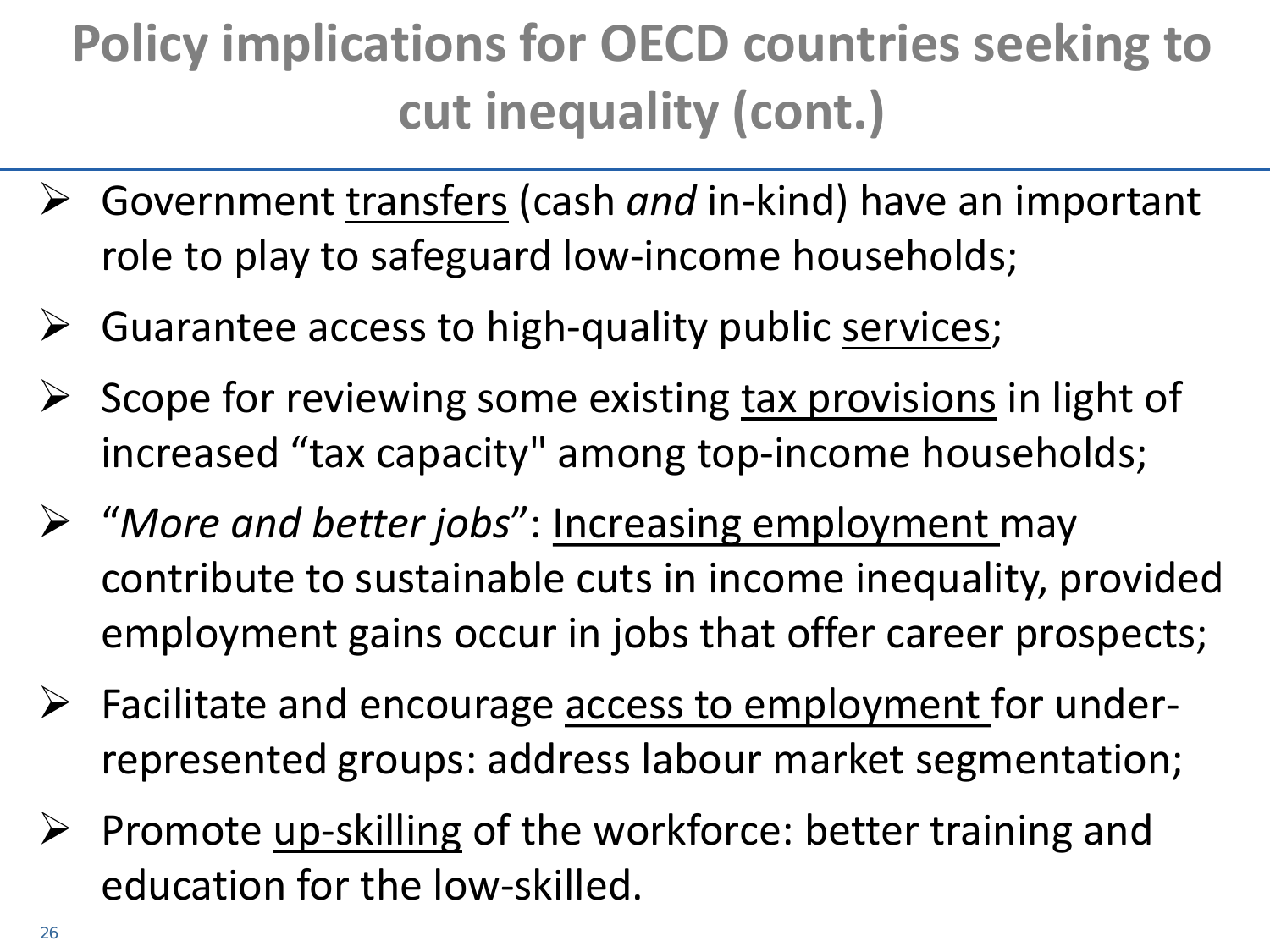# Policy implications for OECD countries seeking to cut inequality (cont.)

- Government <u>transfers</u> (cash *and* in-kind) have an important role to play to safeguard low-income households;
- Guarantee access to high-quality public <u>services</u>;
- Scope for reviewing some existing <u>tax provisions</u> in light of increased "tax capacity" among top-income households;
- "*More and better jobs*": <u>Increasing employment</u> may contribute to sustainable cuts in income inequality, provided employment gains occur in jobs that offer career prospects;
- Facilitate and encourage <u>access to employment</u> for under-represented groups: address labour market segmentation;
- Promote <u>up-skilling</u> of the workforce: better training and education for the low-skilled.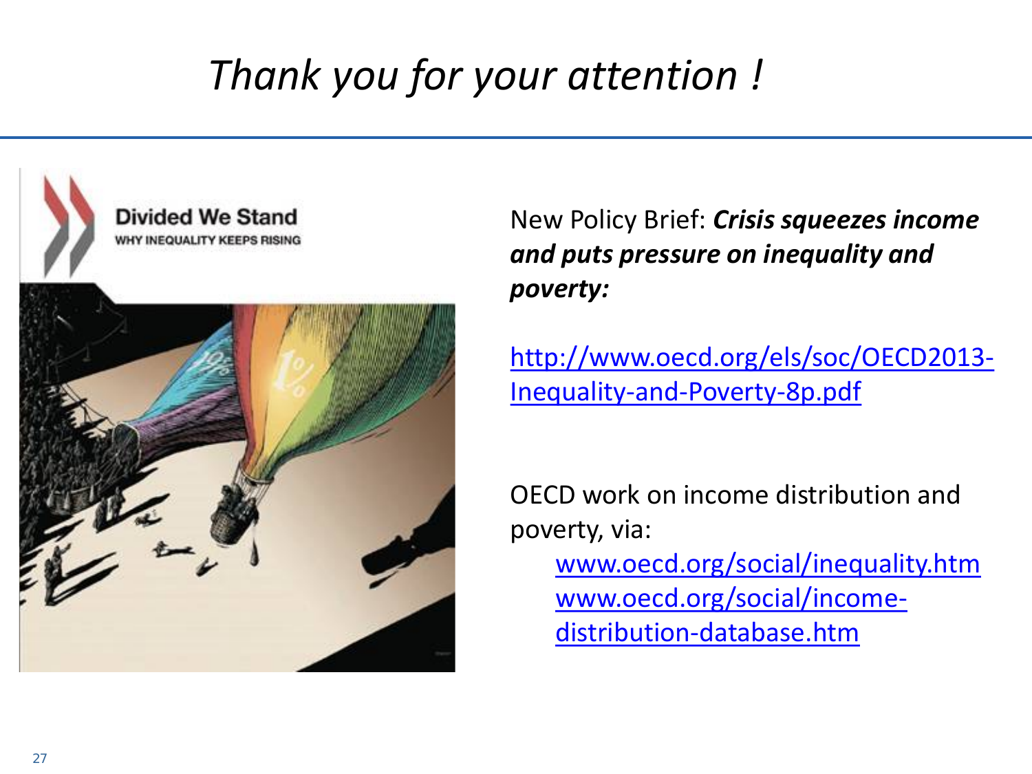# *Thank you for your attention !*

**Divided We Stand**

**WHY INEQUALITY KEEPS RISING**

New Policy Brief: ***Crisis squeezes income and puts pressure on inequality and poverty:***

http://www.oecd.org/els/soc/OECD2013-Inequality-and-Poverty-8p.pdf

OECD work on income distribution and poverty, via:

www.oecd.org/social/inequality.htm
www.oecd.org/social/income-distribution-database.htm